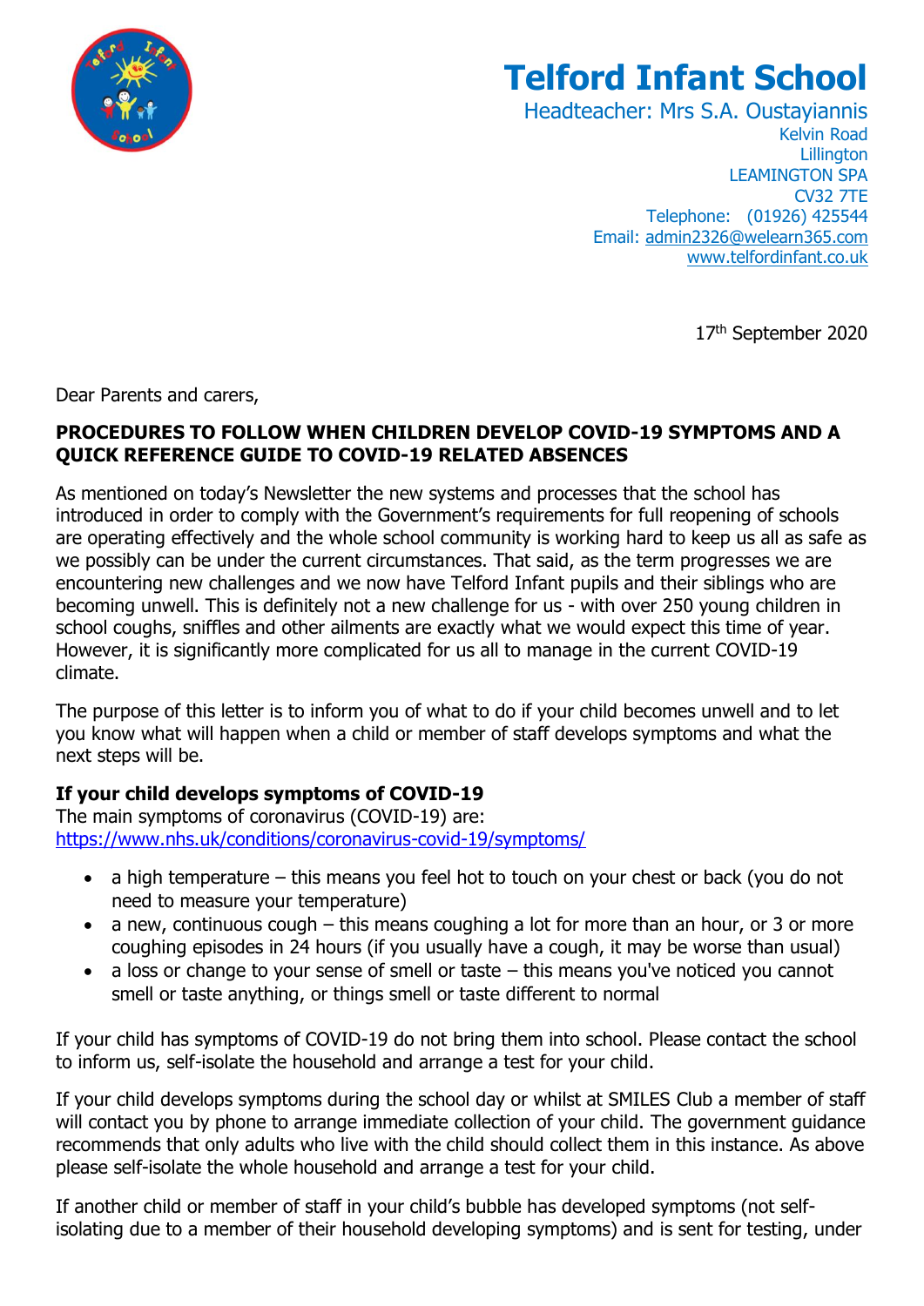# Telford Infant School

Headteacher: Mrs S.A. Oustayiannis

Kelvin Road
Lillington
LEAMINGTON SPA
CV32 7TE
Telephone: (01926) 425544
Email: admin2326@welearn365.com
www.telfordinfant.co.uk

17th September 2020

Dear Parents and carers,

**PROCEDURES TO FOLLOW WHEN CHILDREN DEVELOP COVID-19 SYMPTOMS AND A QUICK REFERENCE GUIDE TO COVID-19 RELATED ABSENCES**

As mentioned on today's Newsletter the new systems and processes that the school has introduced in order to comply with the Government's requirements for full reopening of schools are operating effectively and the whole school community is working hard to keep us all as safe as we possibly can be under the current circumstances. That said, as the term progresses we are encountering new challenges and we now have Telford Infant pupils and their siblings who are becoming unwell. This is definitely not a new challenge for us - with over 250 young children in school coughs, sniffles and other ailments are exactly what we would expect this time of year. However, it is significantly more complicated for us all to manage in the current COVID-19 climate.

The purpose of this letter is to inform you of what to do if your child becomes unwell and to let you know what will happen when a child or member of staff develops symptoms and what the next steps will be.

**If your child develops symptoms of COVID-19**

The main symptoms of coronavirus (COVID-19) are:
https://www.nhs.uk/conditions/coronavirus-covid-19/symptoms/

- a high temperature – this means you feel hot to touch on your chest or back (you do not need to measure your temperature)
- a new, continuous cough – this means coughing a lot for more than an hour, or 3 or more coughing episodes in 24 hours (if you usually have a cough, it may be worse than usual)
- a loss or change to your sense of smell or taste – this means you've noticed you cannot smell or taste anything, or things smell or taste different to normal

If your child has symptoms of COVID-19 do not bring them into school. Please contact the school to inform us, self-isolate the household and arrange a test for your child.

If your child develops symptoms during the school day or whilst at SMILES Club a member of staff will contact you by phone to arrange immediate collection of your child. The government guidance recommends that only adults who live with the child should collect them in this instance. As above please self-isolate the whole household and arrange a test for your child.

If another child or member of staff in your child's bubble has developed symptoms (not self-isolating due to a member of their household developing symptoms) and is sent for testing, under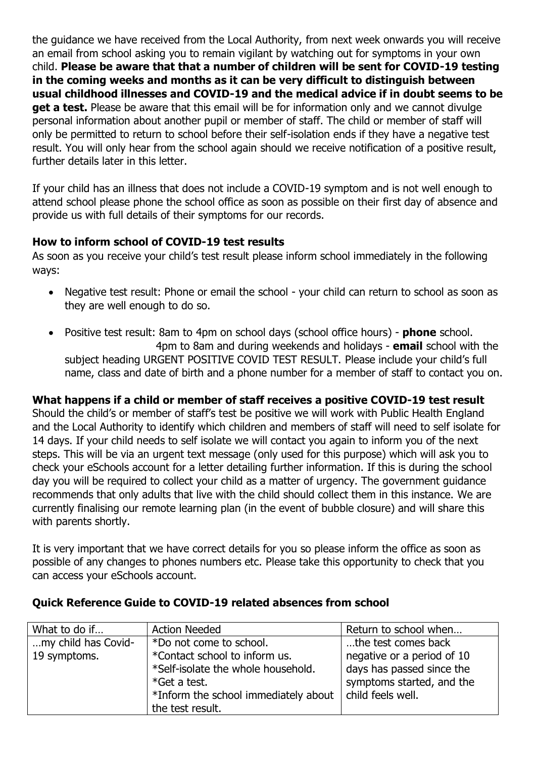the guidance we have received from the Local Authority, from next week onwards you will receive an email from school asking you to remain vigilant by watching out for symptoms in your own child. **Please be aware that that a number of children will be sent for COVID-19 testing in the coming weeks and months as it can be very difficult to distinguish between usual childhood illnesses and COVID-19 and the medical advice if in doubt seems to be get a test.** Please be aware that this email will be for information only and we cannot divulge personal information about another pupil or member of staff. The child or member of staff will only be permitted to return to school before their self-isolation ends if they have a negative test result. You will only hear from the school again should we receive notification of a positive result, further details later in this letter.

If your child has an illness that does not include a COVID-19 symptom and is not well enough to attend school please phone the school office as soon as possible on their first day of absence and provide us with full details of their symptoms for our records.

**How to inform school of COVID-19 test results**

As soon as you receive your child's test result please inform school immediately in the following ways:

- Negative test result: Phone or email the school - your child can return to school as soon as they are well enough to do so.
- Positive test result: 8am to 4pm on school days (school office hours) - **phone** school. 4pm to 8am and during weekends and holidays - **email** school with the subject heading URGENT POSITIVE COVID TEST RESULT. Please include your child's full name, class and date of birth and a phone number for a member of staff to contact you on.

**What happens if a child or member of staff receives a positive COVID-19 test result**

Should the child's or member of staff's test be positive we will work with Public Health England and the Local Authority to identify which children and members of staff will need to self isolate for 14 days. If your child needs to self isolate we will contact you again to inform you of the next steps. This will be via an urgent text message (only used for this purpose) which will ask you to check your eSchools account for a letter detailing further information. If this is during the school day you will be required to collect your child as a matter of urgency. The government guidance recommends that only adults that live with the child should collect them in this instance. We are currently finalising our remote learning plan (in the event of bubble closure) and will share this with parents shortly.

It is very important that we have correct details for you so please inform the office as soon as possible of any changes to phones numbers etc. Please take this opportunity to check that you can access your eSchools account.

**Quick Reference Guide to COVID-19 related absences from school**

| What to do if… | Action Needed | Return to school when… |
| --- | --- | --- |
| …my child has Covid-19 symptoms. | *Do not come to school.<br>*Contact school to inform us.<br>*Self-isolate the whole household.<br>*Get a test.<br>*Inform the school immediately about the test result. | …the test comes back negative or a period of 10 days has passed since the symptoms started, and the child feels well. |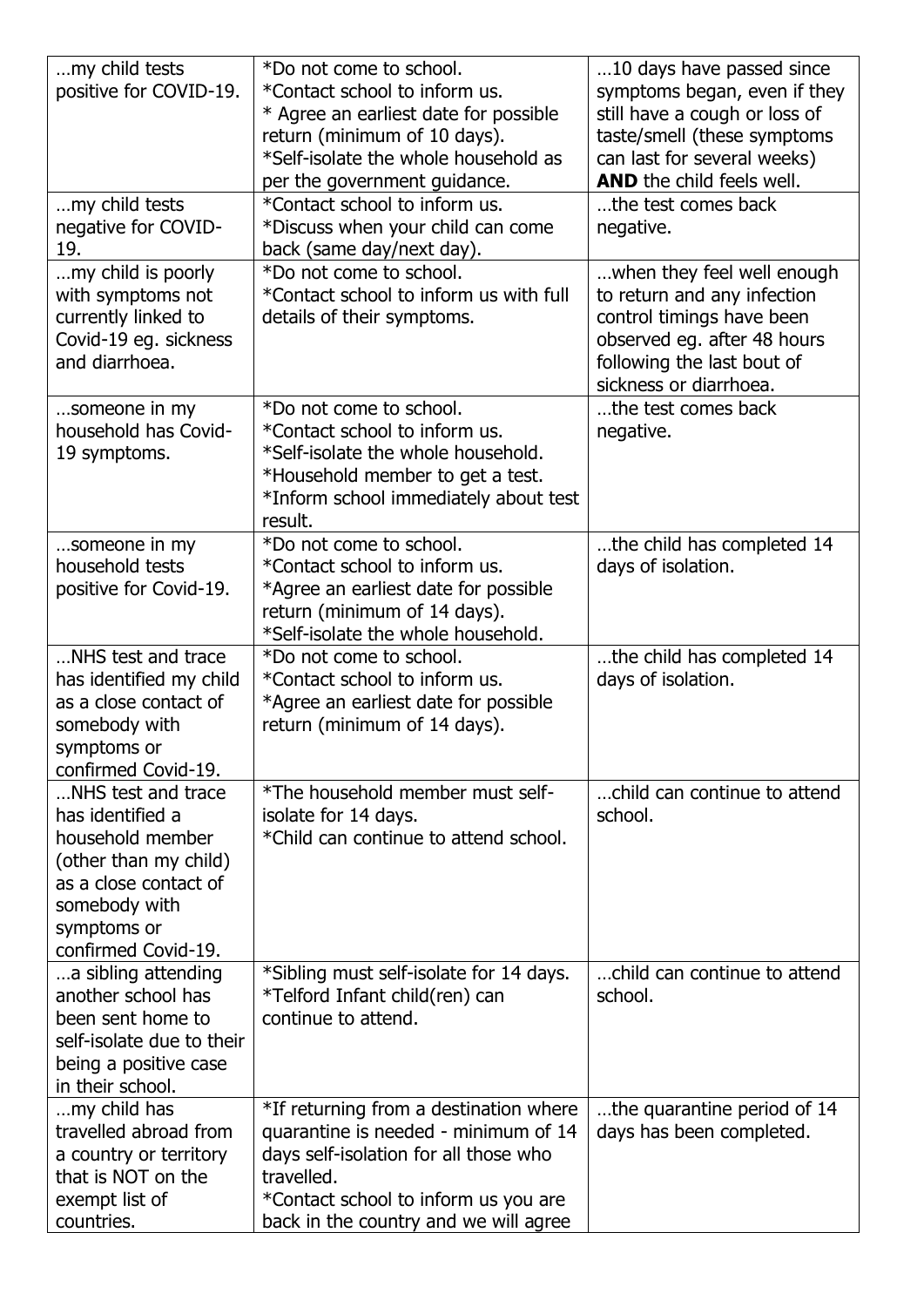| | | |
|---|---|---|
| …my child tests positive for COVID-19. | *Do not come to school.<br>*Contact school to inform us.<br>* Agree an earliest date for possible return (minimum of 10 days).<br>*Self-isolate the whole household as per the government guidance. | …10 days have passed since symptoms began, even if they still have a cough or loss of taste/smell (these symptoms can last for several weeks) **AND** the child feels well. |
| …my child tests negative for COVID-19. | *Contact school to inform us.<br>*Discuss when your child can come back (same day/next day). | …the test comes back negative. |
| …my child is poorly with symptoms not currently linked to Covid-19 eg. sickness and diarrhoea. | *Do not come to school.<br>*Contact school to inform us with full details of their symptoms. | …when they feel well enough to return and any infection control timings have been observed eg. after 48 hours following the last bout of sickness or diarrhoea. |
| …someone in my household has Covid-19 symptoms. | *Do not come to school.<br>*Contact school to inform us.<br>*Self-isolate the whole household.<br>*Household member to get a test.<br>*Inform school immediately about test result. | …the test comes back negative. |
| …someone in my household tests positive for Covid-19. | *Do not come to school.<br>*Contact school to inform us.<br>*Agree an earliest date for possible return (minimum of 14 days).<br>*Self-isolate the whole household. | …the child has completed 14 days of isolation. |
| …NHS test and trace has identified my child as a close contact of somebody with symptoms or confirmed Covid-19. | *Do not come to school.<br>*Contact school to inform us.<br>*Agree an earliest date for possible return (minimum of 14 days). | …the child has completed 14 days of isolation. |
| …NHS test and trace has identified a household member (other than my child) as a close contact of somebody with symptoms or confirmed Covid-19. | *The household member must self-isolate for 14 days.<br>*Child can continue to attend school. | …child can continue to attend school. |
| …a sibling attending another school has been sent home to self-isolate due to their being a positive case in their school. | *Sibling must self-isolate for 14 days.<br>*Telford Infant child(ren) can continue to attend. | …child can continue to attend school. |
| …my child has travelled abroad from a country or territory that is NOT on the exempt list of countries. | *If returning from a destination where quarantine is needed - minimum of 14 days self-isolation for all those who travelled.<br>*Contact school to inform us you are back in the country and we will agree | …the quarantine period of 14 days has been completed. |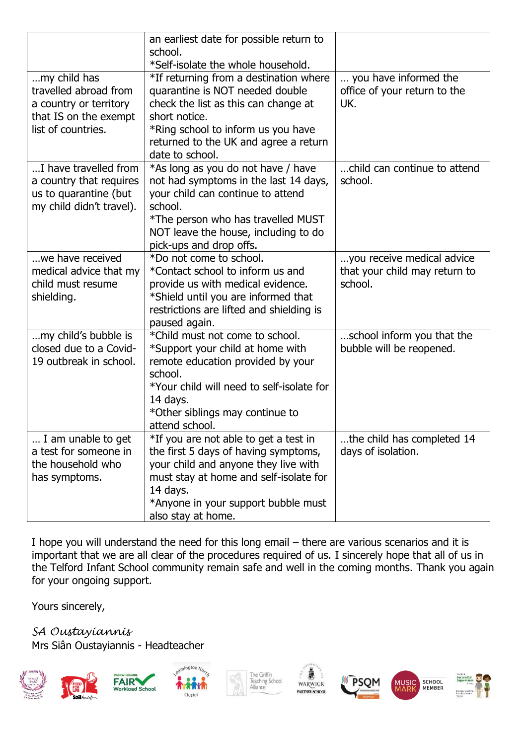| | | |
|---|---|---|
| | an earliest date for possible return to school.<br>*Self-isolate the whole household. | |
| …my child has travelled abroad from a country or territory that IS on the exempt list of countries. | *If returning from a destination where quarantine is NOT needed double check the list as this can change at short notice.<br>*Ring school to inform us you have returned to the UK and agree a return date to school. | … you have informed the office of your return to the UK. |
| …I have travelled from a country that requires us to quarantine (but my child didn't travel). | *As long as you do not have / have not had symptoms in the last 14 days, your child can continue to attend school.<br>*The person who has travelled MUST NOT leave the house, including to do pick-ups and drop offs. | …child can continue to attend school. |
| …we have received medical advice that my child must resume shielding. | *Do not come to school.<br>*Contact school to inform us and provide us with medical evidence.<br>*Shield until you are informed that restrictions are lifted and shielding is paused again. | …you receive medical advice that your child may return to school. |
| …my child's bubble is closed due to a Covid-19 outbreak in school. | *Child must not come to school.<br>*Support your child at home with remote education provided by your school.<br>*Your child will need to self-isolate for 14 days.<br>*Other siblings may continue to attend school. | …school inform you that the bubble will be reopened. |
| … I am unable to get a test for someone in the household who has symptoms. | *If you are not able to get a test in the first 5 days of having symptoms, your child and anyone they live with must stay at home and self-isolate for 14 days.<br>*Anyone in your support bubble must also stay at home. | …the child has completed 14 days of isolation. |

I hope you will understand the need for this long email – there are various scenarios and it is important that we are all clear of the procedures required of us. I sincerely hope that all of us in the Telford Infant School community remain safe and well in the coming months. Thank you again for your ongoing support.

Yours sincerely,

*SA Oustayiannis*
Mrs Siân Oustayiannis - Headteacher